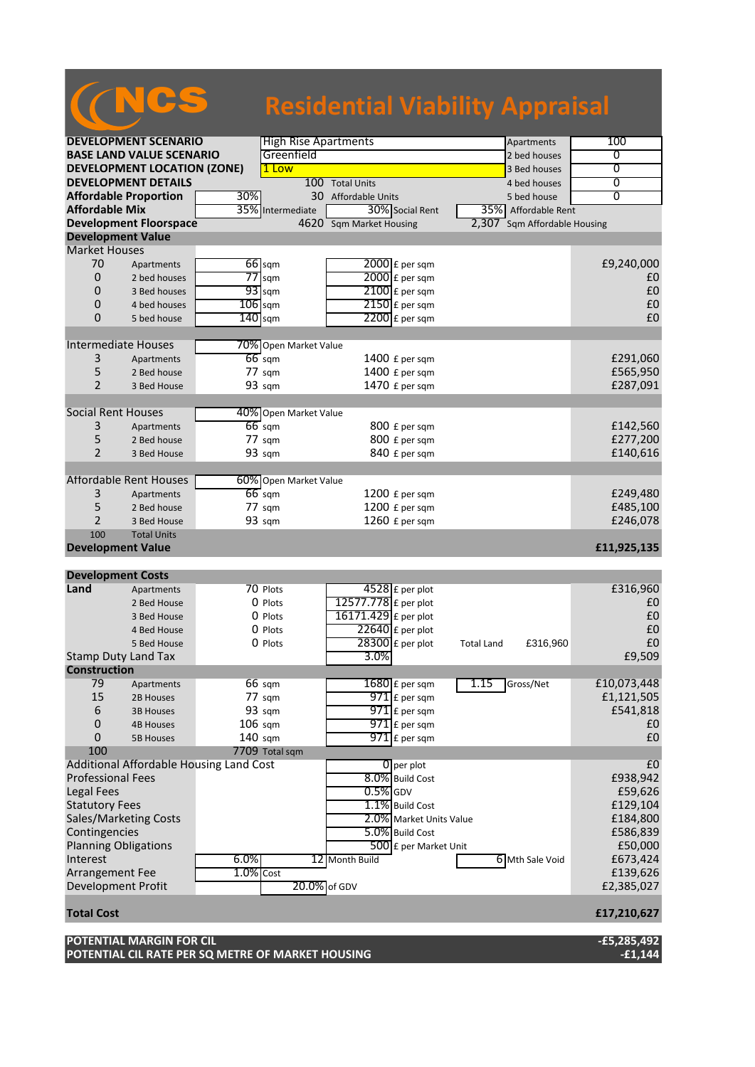# NCS Residential Viability Appraisal

| | | | | | |
|---|---|---|---|---|---|
| **DEVELOPMENT SCENARIO** | High Rise Apartments | | | Apartments | 100 |
| **BASE LAND VALUE SCENARIO** | Greenfield | | | 2 bed houses | 0 |
| **DEVELOPMENT LOCATION (ZONE)** | 1 Low | | | 3 Bed houses | 0 |
| **DEVELOPMENT DETAILS** | | 100 | Total Units | 4 bed houses | 0 |
| **Affordable Proportion** | 30% | 30 | Affordable Units | 5 bed house | 0 |
| **Affordable Mix** | 35% Intermediate | 30% Social Rent | | 35% Affordable Rent | |
| **Development Floorspace** | | 4620 | Sqm Market Housing | 2,307 | Sqm Affordable Housing |

| | | | | | | |
|---|---|---|---|---|---|---|
| **Development Value** | | | | | | |
| Market Houses | | | | | | |
| 70 | Apartments | 66 | sqm | 2000 | £ per sqm | £9,240,000 |
| 0 | 2 bed houses | 77 | sqm | 2000 | £ per sqm | £0 |
| 0 | 3 Bed houses | 93 | sqm | 2100 | £ per sqm | £0 |
| 0 | 4 bed houses | 106 | sqm | 2150 | £ per sqm | £0 |
| 0 | 5 bed house | 140 | sqm | 2200 | £ per sqm | £0 |
| Intermediate Houses | | 70% | Open Market Value | | | |
| 3 | Apartments | 66 | sqm | 1400 | £ per sqm | £291,060 |
| 5 | 2 Bed house | 77 | sqm | 1400 | £ per sqm | £565,950 |
| 2 | 3 Bed House | 93 | sqm | 1470 | £ per sqm | £287,091 |
| Social Rent Houses | | 40% | Open Market Value | | | |
| 3 | Apartments | 66 | sqm | 800 | £ per sqm | £142,560 |
| 5 | 2 Bed house | 77 | sqm | 800 | £ per sqm | £277,200 |
| 2 | 3 Bed House | 93 | sqm | 840 | £ per sqm | £140,616 |
| Affordable Rent Houses | | 60% | Open Market Value | | | |
| 3 | Apartments | 66 | sqm | 1200 | £ per sqm | £249,480 |
| 5 | 2 Bed house | 77 | sqm | 1200 | £ per sqm | £485,100 |
| 2 | 3 Bed House | 93 | sqm | 1260 | £ per sqm | £246,078 |
| 100 | Total Units | | | | | |
| **Development Value** | | | | | | **£11,925,135** |

| | | | | | | | | |
|---|---|---|---|---|---|---|---|---|
| **Development Costs** | | | | | | | | |
| **Land** | Apartments | 70 | Plots | 4528 | £ per plot | | | £316,960 |
| | 2 Bed House | 0 | Plots | 12577.778 | £ per plot | | | £0 |
| | 3 Bed House | 0 | Plots | 16171.429 | £ per plot | | | £0 |
| | 4 Bed House | 0 | Plots | 22640 | £ per plot | | | £0 |
| | 5 Bed House | 0 | Plots | 28300 | £ per plot | Total Land | £316,960 | £0 |
| Stamp Duty Land Tax | | | | 3.0% | | | | £9,509 |
| **Construction** | | | | | | | | |
| 79 | Apartments | 66 | sqm | 1680 | £ per sqm | 1.15 | Gross/Net | £10,073,448 |
| 15 | 2B Houses | 77 | sqm | 971 | £ per sqm | | | £1,121,505 |
| 6 | 3B Houses | 93 | sqm | 971 | £ per sqm | | | £541,818 |
| 0 | 4B Houses | 106 | sqm | 971 | £ per sqm | | | £0 |
| 0 | 5B Houses | 140 | sqm | 971 | £ per sqm | | | £0 |
| 100 | | 7709 | Total sqm | | | | | |
| Additional Affordable Housing Land Cost | | | | 0 | per plot | | | £0 |
| Professional Fees | | | | 8.0% | Build Cost | | | £938,942 |
| Legal Fees | | | | 0.5% | GDV | | | £59,626 |
| Statutory Fees | | | | 1.1% | Build Cost | | | £129,104 |
| Sales/Marketing Costs | | | | 2.0% | Market Units Value | | | £184,800 |
| Contingencies | | | | 5.0% | Build Cost | | | £586,839 |
| Planning Obligations | | | | 500 | £ per Market Unit | | | £50,000 |
| Interest | | 6.0% | | 12 | Month Build | 6 | Mth Sale Void | £673,424 |
| Arrangement Fee | | 1.0% | Cost | | | | | £139,626 |
| Development Profit | | | | 20.0% | of GDV | | | £2,385,027 |
| **Total Cost** | | | | | | | | **£17,210,627** |

| | |
|---|---|
| **POTENTIAL MARGIN FOR CIL** | **-£5,285,492** |
| **POTENTIAL CIL RATE PER SQ METRE OF MARKET HOUSING** | **-£1,144** |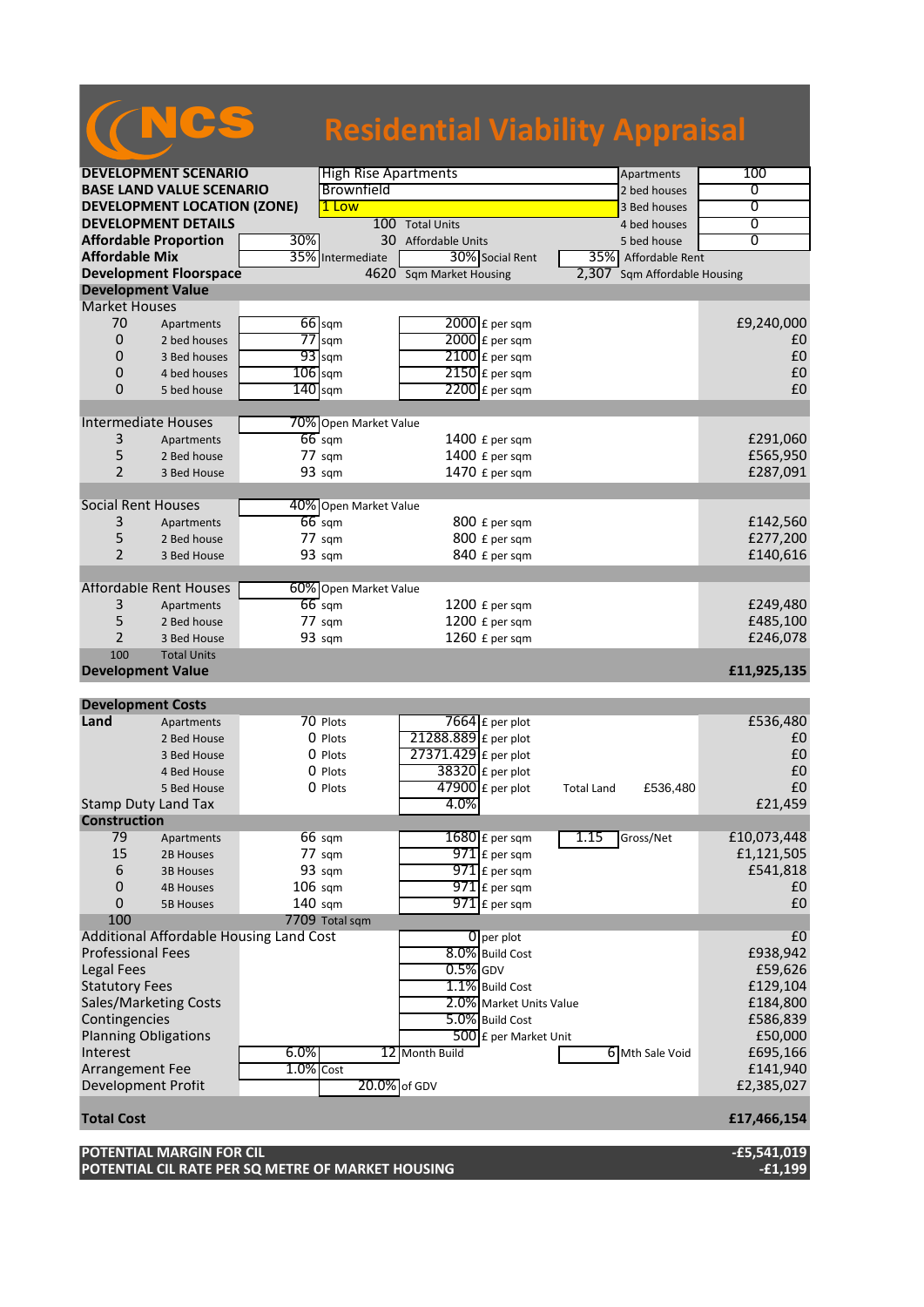# NCS Residential Viability Appraisal

| | | | | | | |
|---|---|---|---|---|---|---|
| **DEVELOPMENT SCENARIO** | | High Rise Apartments | | | Apartments | 100 |
| **BASE LAND VALUE SCENARIO** | | Brownfield | | | 2 bed houses | 0 |
| **DEVELOPMENT LOCATION (ZONE)** | | 1 Low | | | 3 Bed houses | 0 |
| **DEVELOPMENT DETAILS** | | 100 Total Units | | | 4 bed houses | 0 |
| **Affordable Proportion** | 30% | 30 Affordable Units | | | 5 bed house | 0 |
| **Affordable Mix** | 35% Intermediate | | 30% Social Rent | 35% Affordable Rent | | |
| **Development Floorspace** | | 4620 Sqm Market Housing | | 2,307 Sqm Affordable Housing | | |

## Development Value

| Units | Type | Size | Rate | | Value |
|---|---|---|---|---|---|
| **Market Houses** | | | | | |
| 70 | Apartments | 66 sqm | 2000 £ per sqm | | £9,240,000 |
| 0 | 2 bed houses | 77 sqm | 2000 £ per sqm | | £0 |
| 0 | 3 Bed houses | 93 sqm | 2100 £ per sqm | | £0 |
| 0 | 4 bed houses | 106 sqm | 2150 £ per sqm | | £0 |
| 0 | 5 bed house | 140 sqm | 2200 £ per sqm | | £0 |
| **Intermediate Houses** | | 70% Open Market Value | | | |
| 3 | Apartments | 66 sqm | 1400 £ per sqm | | £291,060 |
| 5 | 2 Bed house | 77 sqm | 1400 £ per sqm | | £565,950 |
| 2 | 3 Bed House | 93 sqm | 1470 £ per sqm | | £287,091 |
| **Social Rent Houses** | | 40% Open Market Value | | | |
| 3 | Apartments | 66 sqm | 800 £ per sqm | | £142,560 |
| 5 | 2 Bed house | 77 sqm | 800 £ per sqm | | £277,200 |
| 2 | 3 Bed House | 93 sqm | 840 £ per sqm | | £140,616 |
| **Affordable Rent Houses** | | 60% Open Market Value | | | |
| 3 | Apartments | 66 sqm | 1200 £ per sqm | | £249,480 |
| 5 | 2 Bed house | 77 sqm | 1200 £ per sqm | | £485,100 |
| 2 | 3 Bed House | 93 sqm | 1260 £ per sqm | | £246,078 |
| 100 | Total Units | | | | |
| **Development Value** | | | | | **£11,925,135** |

## Development Costs

| Item | Type | Quantity | Rate | | Cost |
|---|---|---|---|---|---|
| **Land** | Apartments | 70 Plots | 7664 £ per plot | | £536,480 |
| | 2 Bed House | 0 Plots | 21288.889 £ per plot | | £0 |
| | 3 Bed House | 0 Plots | 27371.429 £ per plot | | £0 |
| | 4 Bed House | 0 Plots | 38320 £ per plot | | £0 |
| | 5 Bed House | 0 Plots | 47900 £ per plot | Total Land £536,480 | £0 |
| Stamp Duty Land Tax | | | 4.0% | | £21,459 |
| **Construction** | | | | | |
| 79 | Apartments | 66 sqm | 1680 £ per sqm | 1.15 Gross/Net | £10,073,448 |
| 15 | 2B Houses | 77 sqm | 971 £ per sqm | | £1,121,505 |
| 6 | 3B Houses | 93 sqm | 971 £ per sqm | | £541,818 |
| 0 | 4B Houses | 106 sqm | 971 £ per sqm | | £0 |
| 0 | 5B Houses | 140 sqm | 971 £ per sqm | | £0 |
| 100 | | 7709 Total sqm | | | |
| Additional Affordable Housing Land Cost | | | 0 per plot | | £0 |
| Professional Fees | | | 8.0% Build Cost | | £938,942 |
| Legal Fees | | | 0.5% GDV | | £59,626 |
| Statutory Fees | | | 1.1% Build Cost | | £129,104 |
| Sales/Marketing Costs | | | 2.0% Market Units Value | | £184,800 |
| Contingencies | | | 5.0% Build Cost | | £586,839 |
| Planning Obligations | | | 500 £ per Market Unit | | £50,000 |
| Interest | 6.0% | 12 Month Build | | 6 Mth Sale Void | £695,166 |
| Arrangement Fee | 1.0% Cost | | | | £141,940 |
| Development Profit | | 20.0% of GDV | | | £2,385,027 |
| **Total Cost** | | | | | **£17,466,154** |

| | |
|---|---|
| **POTENTIAL MARGIN FOR CIL** | **-£5,541,019** |
| **POTENTIAL CIL RATE PER SQ METRE OF MARKET HOUSING** | **-£1,199** |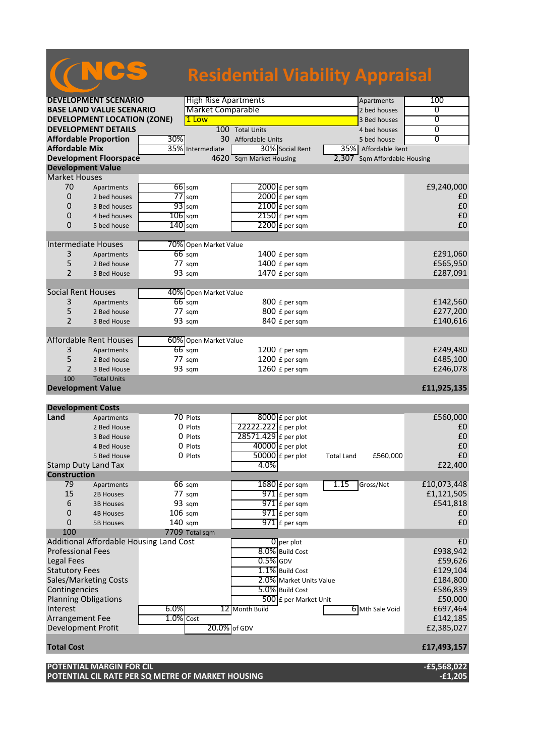# NCS Residential Viability Appraisal

| | | | | | | |
|---|---|---|---|---|---|---|
| **DEVELOPMENT SCENARIO** | | High Rise Apartments | | Apartments | 100 | |
| **BASE LAND VALUE SCENARIO** | | Market Comparable | | 2 bed houses | 0 | |
| **DEVELOPMENT LOCATION (ZONE)** | | 1 Low | | 3 Bed houses | 0 | |
| **DEVELOPMENT DETAILS** | | 100 | Total Units | 4 bed houses | 0 | |
| **Affordable Proportion** | 30% | 30 | Affordable Units | 5 bed house | 0 | |
| **Affordable Mix** | 35% | Intermediate | 30% Social Rent | 35% | Affordable Rent | |
| **Development Floorspace** | | 4620 | Sqm Market Housing | 2,307 | Sqm Affordable Housing | |
| **Development Value** | | | | | | |
| Market Houses | | | | | | |
| 70 | Apartments | 66 sqm | 2000 £ per sqm | | | £9,240,000 |
| 0 | 2 bed houses | 77 sqm | 2000 £ per sqm | | | £0 |
| 0 | 3 Bed houses | 93 sqm | 2100 £ per sqm | | | £0 |
| 0 | 4 bed houses | 106 sqm | 2150 £ per sqm | | | £0 |
| 0 | 5 bed house | 140 sqm | 2200 £ per sqm | | | £0 |
| Intermediate Houses | | 70% Open Market Value | | | | |
| 3 | Apartments | 66 sqm | 1400 £ per sqm | | | £291,060 |
| 5 | 2 Bed house | 77 sqm | 1400 £ per sqm | | | £565,950 |
| 2 | 3 Bed House | 93 sqm | 1470 £ per sqm | | | £287,091 |
| Social Rent Houses | | 40% Open Market Value | | | | |
| 3 | Apartments | 66 sqm | 800 £ per sqm | | | £142,560 |
| 5 | 2 Bed house | 77 sqm | 800 £ per sqm | | | £277,200 |
| 2 | 3 Bed House | 93 sqm | 840 £ per sqm | | | £140,616 |
| Affordable Rent Houses | | 60% Open Market Value | | | | |
| 3 | Apartments | 66 sqm | 1200 £ per sqm | | | £249,480 |
| 5 | 2 Bed house | 77 sqm | 1200 £ per sqm | | | £485,100 |
| 2 | 3 Bed House | 93 sqm | 1260 £ per sqm | | | £246,078 |
| 100 | Total Units | | | | | |
| **Development Value** | | | | | | **£11,925,135** |
| **Development Costs** | | | | | | |
| **Land** | Apartments | 70 Plots | 8000 £ per plot | | | £560,000 |
| | 2 Bed House | 0 Plots | 22222.222 £ per plot | | | £0 |
| | 3 Bed House | 0 Plots | 28571.429 £ per plot | | | £0 |
| | 4 Bed House | 0 Plots | 40000 £ per plot | | | £0 |
| | 5 Bed House | 0 Plots | 50000 £ per plot | Total Land | £560,000 | £0 |
| Stamp Duty Land Tax | | | 4.0% | | | £22,400 |
| **Construction** | | | | | | |
| 79 | Apartments | 66 sqm | 1680 £ per sqm | 1.15 | Gross/Net | £10,073,448 |
| 15 | 2B Houses | 77 sqm | 971 £ per sqm | | | £1,121,505 |
| 6 | 3B Houses | 93 sqm | 971 £ per sqm | | | £541,818 |
| 0 | 4B Houses | 106 sqm | 971 £ per sqm | | | £0 |
| 0 | 5B Houses | 140 sqm | 971 £ per sqm | | | £0 |
| 100 | | 7709 Total sqm | | | | |
| Additional Affordable Housing Land Cost | | | 0 per plot | | | £0 |
| Professional Fees | | | 8.0% Build Cost | | | £938,942 |
| Legal Fees | | | 0.5% GDV | | | £59,626 |
| Statutory Fees | | | 1.1% Build Cost | | | £129,104 |
| Sales/Marketing Costs | | | 2.0% Market Units Value | | | £184,800 |
| Contingencies | | | 5.0% Build Cost | | | £586,839 |
| Planning Obligations | | | 500 £ per Market Unit | | | £50,000 |
| Interest | 6.0% | 12 Month Build | | 6 | Mth Sale Void | £697,464 |
| Arrangement Fee | 1.0% | Cost | | | | £142,185 |
| Development Profit | | 20.0% of GDV | | | | £2,385,027 |
| **Total Cost** | | | | | | **£17,493,157** |
| **POTENTIAL MARGIN FOR CIL** | | | | | | **-£5,568,022** |
| **POTENTIAL CIL RATE PER SQ METRE OF MARKET HOUSING** | | | | | | **-£1,205** |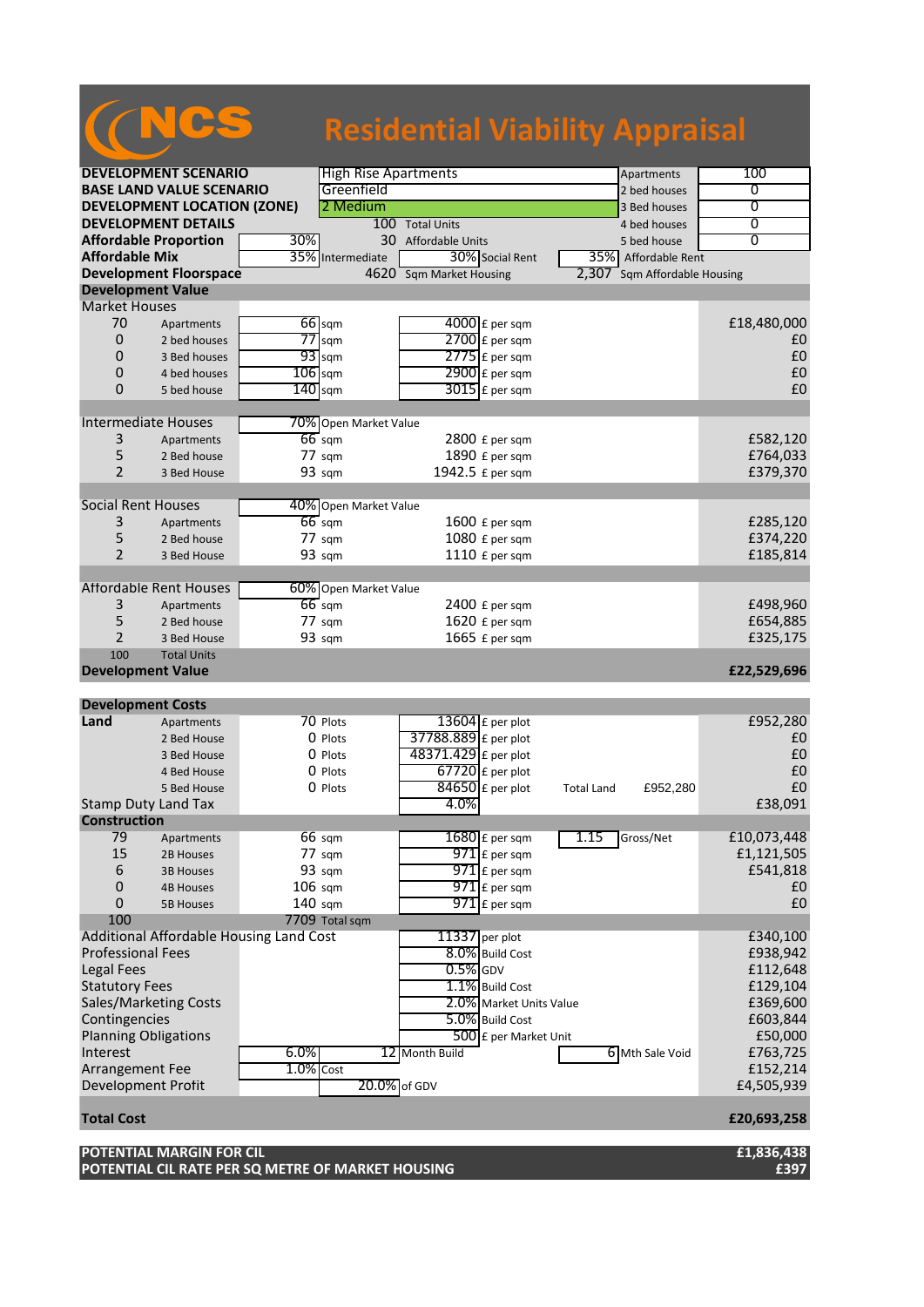# NCS Residential Viability Appraisal

| | | | | | | |
|---|---|---|---|---|---|---|
| **DEVELOPMENT SCENARIO** | | High Rise Apartments | | | Apartments | 100 |
| **BASE LAND VALUE SCENARIO** | | Greenfield | | | 2 bed houses | 0 |
| **DEVELOPMENT LOCATION (ZONE)** | | 2 Medium | | | 3 Bed houses | 0 |
| **DEVELOPMENT DETAILS** | | 100 | Total Units | | 4 bed houses | 0 |
| **Affordable Proportion** | 30% | 30 | Affordable Units | | 5 bed house | 0 |
| **Affordable Mix** | 35% | Intermediate | 30% | Social Rent | 35% | Affordable Rent |
| **Development Floorspace** | | 4620 | Sqm Market Housing | | 2,307 | Sqm Affordable Housing |

## Development Value

| | | | | | | |
|---|---|---|---|---|---|---|
| **Market Houses** | | | | | | |
| 70 | Apartments | 66 | sqm | 4000 | £ per sqm | £18,480,000 |
| 0 | 2 bed houses | 77 | sqm | 2700 | £ per sqm | £0 |
| 0 | 3 Bed houses | 93 | sqm | 2775 | £ per sqm | £0 |
| 0 | 4 bed houses | 106 | sqm | 2900 | £ per sqm | £0 |
| 0 | 5 bed house | 140 | sqm | 3015 | £ per sqm | £0 |
| **Intermediate Houses** | | 70% | Open Market Value | | | |
| 3 | Apartments | 66 | sqm | 2800 | £ per sqm | £582,120 |
| 5 | 2 Bed house | 77 | sqm | 1890 | £ per sqm | £764,033 |
| 2 | 3 Bed House | 93 | sqm | 1942.5 | £ per sqm | £379,370 |
| **Social Rent Houses** | | 40% | Open Market Value | | | |
| 3 | Apartments | 66 | sqm | 1600 | £ per sqm | £285,120 |
| 5 | 2 Bed house | 77 | sqm | 1080 | £ per sqm | £374,220 |
| 2 | 3 Bed House | 93 | sqm | 1110 | £ per sqm | £185,814 |
| **Affordable Rent Houses** | | 60% | Open Market Value | | | |
| 3 | Apartments | 66 | sqm | 2400 | £ per sqm | £498,960 |
| 5 | 2 Bed house | 77 | sqm | 1620 | £ per sqm | £654,885 |
| 2 | 3 Bed House | 93 | sqm | 1665 | £ per sqm | £325,175 |
| 100 | Total Units | | | | | |
| **Development Value** | | | | | | **£22,529,696** |

## Development Costs

| | | | | | | | | |
|---|---|---|---|---|---|---|---|---|
| **Land** | Apartments | 70 | Plots | 13604 | £ per plot | | | £952,280 |
| | 2 Bed House | 0 | Plots | 37788.889 | £ per plot | | | £0 |
| | 3 Bed House | 0 | Plots | 48371.429 | £ per plot | | | £0 |
| | 4 Bed House | 0 | Plots | 67720 | £ per plot | | | £0 |
| | 5 Bed House | 0 | Plots | 84650 | £ per plot | Total Land | £952,280 | £0 |
| Stamp Duty Land Tax | | | | 4.0% | | | | £38,091 |
| **Construction** | | | | | | | | |
| 79 | Apartments | 66 | sqm | 1680 | £ per sqm | 1.15 | Gross/Net | £10,073,448 |
| 15 | 2B Houses | 77 | sqm | 971 | £ per sqm | | | £1,121,505 |
| 6 | 3B Houses | 93 | sqm | 971 | £ per sqm | | | £541,818 |
| 0 | 4B Houses | 106 | sqm | 971 | £ per sqm | | | £0 |
| 0 | 5B Houses | 140 | sqm | 971 | £ per sqm | | | £0 |
| 100 | | 7709 | Total sqm | | | | | |
| Additional Affordable Housing Land Cost | | | | 11337 | per plot | | | £340,100 |
| Professional Fees | | | | 8.0% | Build Cost | | | £938,942 |
| Legal Fees | | | | 0.5% | GDV | | | £112,648 |
| Statutory Fees | | | | 1.1% | Build Cost | | | £129,104 |
| Sales/Marketing Costs | | | | 2.0% | Market Units Value | | | £369,600 |
| Contingencies | | | | 5.0% | Build Cost | | | £603,844 |
| Planning Obligations | | | | 500 | £ per Market Unit | | | £50,000 |
| Interest | | 6.0% | | 12 | Month Build | 6 | Mth Sale Void | £763,725 |
| Arrangement Fee | | 1.0% | Cost | | | | | £152,214 |
| Development Profit | | | | 20.0% | of GDV | | | £4,505,939 |
| **Total Cost** | | | | | | | | **£20,693,258** |

| | |
|---|---|
| **POTENTIAL MARGIN FOR CIL** | **£1,836,438** |
| **POTENTIAL CIL RATE PER SQ METRE OF MARKET HOUSING** | **£397** |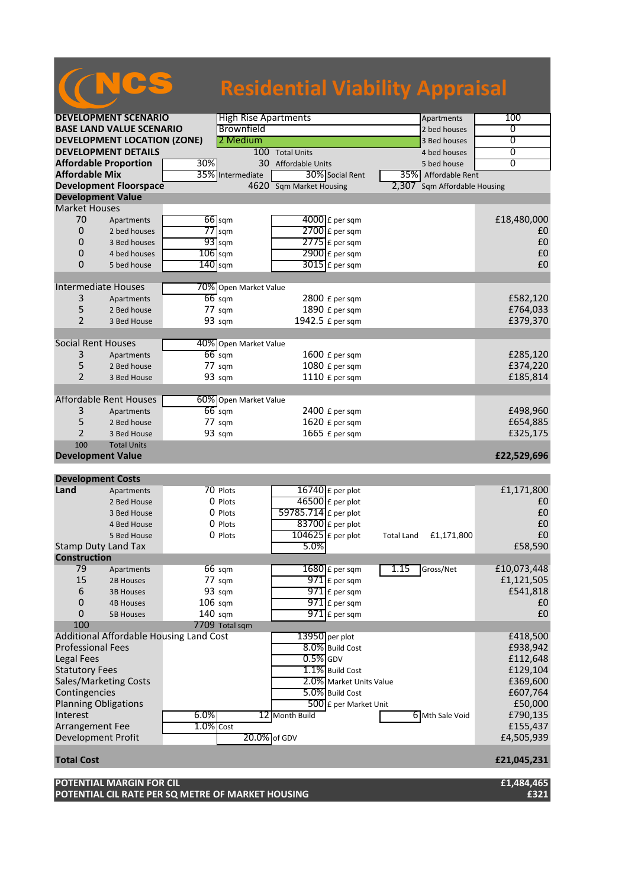# NCS Residential Viability Appraisal

| | | | | | | |
|---|---|---|---|---|---|---|
| **DEVELOPMENT SCENARIO** | | High Rise Apartments | | | Apartments | 100 |
| **BASE LAND VALUE SCENARIO** | | Brownfield | | | 2 bed houses | 0 |
| **DEVELOPMENT LOCATION (ZONE)** | | 2 Medium | | | 3 Bed houses | 0 |
| **DEVELOPMENT DETAILS** | | 100 | Total Units | | 4 bed houses | 0 |
| **Affordable Proportion** | 30% | 30 | Affordable Units | | 5 bed house | 0 |
| **Affordable Mix** | 35% | Intermediate | 30% | Social Rent | 35% | Affordable Rent |
| **Development Floorspace** | | 4620 | Sqm Market Housing | | 2,307 | Sqm Affordable Housing |

| | | | | | | |
|---|---|---|---|---|---|---|
| **Development Value** | | | | | | |
| Market Houses | | | | | | |
| 70 | Apartments | 66 | sqm | 4000 | £ per sqm | £18,480,000 |
| 0 | 2 bed houses | 77 | sqm | 2700 | £ per sqm | £0 |
| 0 | 3 Bed houses | 93 | sqm | 2775 | £ per sqm | £0 |
| 0 | 4 bed houses | 106 | sqm | 2900 | £ per sqm | £0 |
| 0 | 5 bed house | 140 | sqm | 3015 | £ per sqm | £0 |
| Intermediate Houses | | 70% | Open Market Value | | | |
| 3 | Apartments | 66 | sqm | 2800 | £ per sqm | £582,120 |
| 5 | 2 Bed house | 77 | sqm | 1890 | £ per sqm | £764,033 |
| 2 | 3 Bed House | 93 | sqm | 1942.5 | £ per sqm | £379,370 |
| Social Rent Houses | | 40% | Open Market Value | | | |
| 3 | Apartments | 66 | sqm | 1600 | £ per sqm | £285,120 |
| 5 | 2 Bed house | 77 | sqm | 1080 | £ per sqm | £374,220 |
| 2 | 3 Bed House | 93 | sqm | 1110 | £ per sqm | £185,814 |
| Affordable Rent Houses | | 60% | Open Market Value | | | |
| 3 | Apartments | 66 | sqm | 2400 | £ per sqm | £498,960 |
| 5 | 2 Bed house | 77 | sqm | 1620 | £ per sqm | £654,885 |
| 2 | 3 Bed House | 93 | sqm | 1665 | £ per sqm | £325,175 |
| 100 | Total Units | | | | | |
| **Development Value** | | | | | | **£22,529,696** |

| | | | | | | | | |
|---|---|---|---|---|---|---|---|---|
| **Development Costs** | | | | | | | | |
| **Land** | Apartments | 70 | Plots | 16740 | £ per plot | | | £1,171,800 |
| | 2 Bed House | 0 | Plots | 46500 | £ per plot | | | £0 |
| | 3 Bed House | 0 | Plots | 59785.714 | £ per plot | | | £0 |
| | 4 Bed House | 0 | Plots | 83700 | £ per plot | | | £0 |
| | 5 Bed House | 0 | Plots | 104625 | £ per plot | Total Land | £1,171,800 | £0 |
| Stamp Duty Land Tax | | | | 5.0% | | | | £58,590 |
| **Construction** | | | | | | | | |
| 79 | Apartments | 66 | sqm | 1680 | £ per sqm | 1.15 | Gross/Net | £10,073,448 |
| 15 | 2B Houses | 77 | sqm | 971 | £ per sqm | | | £1,121,505 |
| 6 | 3B Houses | 93 | sqm | 971 | £ per sqm | | | £541,818 |
| 0 | 4B Houses | 106 | sqm | 971 | £ per sqm | | | £0 |
| 0 | 5B Houses | 140 | sqm | 971 | £ per sqm | | | £0 |
| 100 | | 7709 | Total sqm | | | | | |
| Additional Affordable Housing Land Cost | | | | 13950 | per plot | | | £418,500 |
| Professional Fees | | | | 8.0% | Build Cost | | | £938,942 |
| Legal Fees | | | | 0.5% | GDV | | | £112,648 |
| Statutory Fees | | | | 1.1% | Build Cost | | | £129,104 |
| Sales/Marketing Costs | | | | 2.0% | Market Units Value | | | £369,600 |
| Contingencies | | | | 5.0% | Build Cost | | | £607,764 |
| Planning Obligations | | | | 500 | £ per Market Unit | | | £50,000 |
| Interest | | 6.0% | | 12 | Month Build | 6 | Mth Sale Void | £790,135 |
| Arrangement Fee | | 1.0% | Cost | | | | | £155,437 |
| Development Profit | | | | 20.0% | of GDV | | | £4,505,939 |
| **Total Cost** | | | | | | | | **£21,045,231** |

| | |
|---|---|
| **POTENTIAL MARGIN FOR CIL** | **£1,484,465** |
| **POTENTIAL CIL RATE PER SQ METRE OF MARKET HOUSING** | **£321** |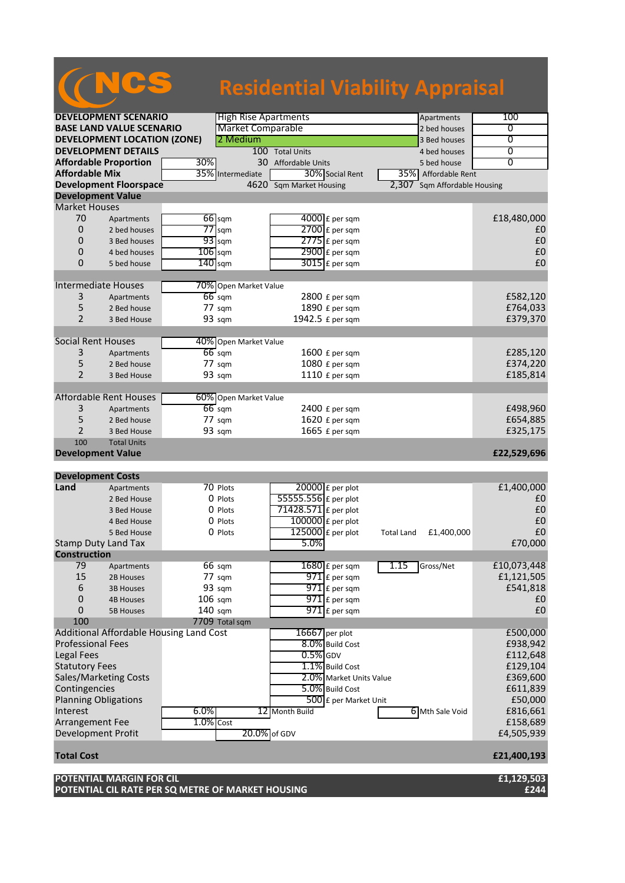# NCS Residential Viability Appraisal

| | | | | | | | |
|---|---|---|---|---|---|---|---|
| **DEVELOPMENT SCENARIO** | | High Rise Apartments | | | | Apartments | 100 |
| **BASE LAND VALUE SCENARIO** | | Market Comparable | | | | 2 bed houses | 0 |
| **DEVELOPMENT LOCATION (ZONE)** | | 2 Medium | | | | 3 Bed houses | 0 |
| **DEVELOPMENT DETAILS** | | 100 | Total Units | | | 4 bed houses | 0 |
| **Affordable Proportion** | 30% | 30 | Affordable Units | | | 5 bed house | 0 |
| **Affordable Mix** | 35% | Intermediate | 30% | Social Rent | 35% | Affordable Rent | |
| **Development Floorspace** | | 4620 | Sqm Market Housing | | 2,307 | Sqm Affordable Housing | |
| **Development Value** | | | | | | | |
| Market Houses | | | | | | | |
| 70 | Apartments | 66 sqm | 4000 | £ per sqm | | | £18,480,000 |
| 0 | 2 bed houses | 77 sqm | 2700 | £ per sqm | | | £0 |
| 0 | 3 Bed houses | 93 sqm | 2775 | £ per sqm | | | £0 |
| 0 | 4 bed houses | 106 sqm | 2900 | £ per sqm | | | £0 |
| 0 | 5 bed house | 140 sqm | 3015 | £ per sqm | | | £0 |
| Intermediate Houses | | 70% | Open Market Value | | | | |
| 3 | Apartments | 66 sqm | 2800 | £ per sqm | | | £582,120 |
| 5 | 2 Bed house | 77 sqm | 1890 | £ per sqm | | | £764,033 |
| 2 | 3 Bed House | 93 sqm | 1942.5 | £ per sqm | | | £379,370 |
| Social Rent Houses | | 40% | Open Market Value | | | | |
| 3 | Apartments | 66 sqm | 1600 | £ per sqm | | | £285,120 |
| 5 | 2 Bed house | 77 sqm | 1080 | £ per sqm | | | £374,220 |
| 2 | 3 Bed House | 93 sqm | 1110 | £ per sqm | | | £185,814 |
| Affordable Rent Houses | | 60% | Open Market Value | | | | |
| 3 | Apartments | 66 sqm | 2400 | £ per sqm | | | £498,960 |
| 5 | 2 Bed house | 77 sqm | 1620 | £ per sqm | | | £654,885 |
| 2 | 3 Bed House | 93 sqm | 1665 | £ per sqm | | | £325,175 |
| 100 | Total Units | | | | | | |
| **Development Value** | | | | | | | **£22,529,696** |
| **Development Costs** | | | | | | | |
| **Land** | Apartments | 70 Plots | 20000 | £ per plot | | | £1,400,000 |
| | 2 Bed House | 0 Plots | 55555.556 | £ per plot | | | £0 |
| | 3 Bed House | 0 Plots | 71428.571 | £ per plot | | | £0 |
| | 4 Bed House | 0 Plots | 100000 | £ per plot | | | £0 |
| | 5 Bed House | 0 Plots | 125000 | £ per plot | Total Land | £1,400,000 | £0 |
| Stamp Duty Land Tax | | | 5.0% | | | | £70,000 |
| **Construction** | | | | | | | |
| 79 | Apartments | 66 sqm | 1680 | £ per sqm | 1.15 | Gross/Net | £10,073,448 |
| 15 | 2B Houses | 77 sqm | 971 | £ per sqm | | | £1,121,505 |
| 6 | 3B Houses | 93 sqm | 971 | £ per sqm | | | £541,818 |
| 0 | 4B Houses | 106 sqm | 971 | £ per sqm | | | £0 |
| 0 | 5B Houses | 140 sqm | 971 | £ per sqm | | | £0 |
| 100 | | 7709 Total sqm | | | | | |
| Additional Affordable Housing Land Cost | | | 16667 | per plot | | | £500,000 |
| Professional Fees | | | 8.0% | Build Cost | | | £938,942 |
| Legal Fees | | | 0.5% | GDV | | | £112,648 |
| Statutory Fees | | | 1.1% | Build Cost | | | £129,104 |
| Sales/Marketing Costs | | | 2.0% | Market Units Value | | | £369,600 |
| Contingencies | | | 5.0% | Build Cost | | | £611,839 |
| Planning Obligations | | | 500 | £ per Market Unit | | | £50,000 |
| Interest | 6.0% | 12 | Month Build | | 6 | Mth Sale Void | £816,661 |
| Arrangement Fee | 1.0% | Cost | | | | | £158,689 |
| Development Profit | | 20.0% | of GDV | | | | £4,505,939 |
| **Total Cost** | | | | | | | **£21,400,193** |
| **POTENTIAL MARGIN FOR CIL** | | | | | | | **£1,129,503** |
| **POTENTIAL CIL RATE PER SQ METRE OF MARKET HOUSING** | | | | | | | **£244** |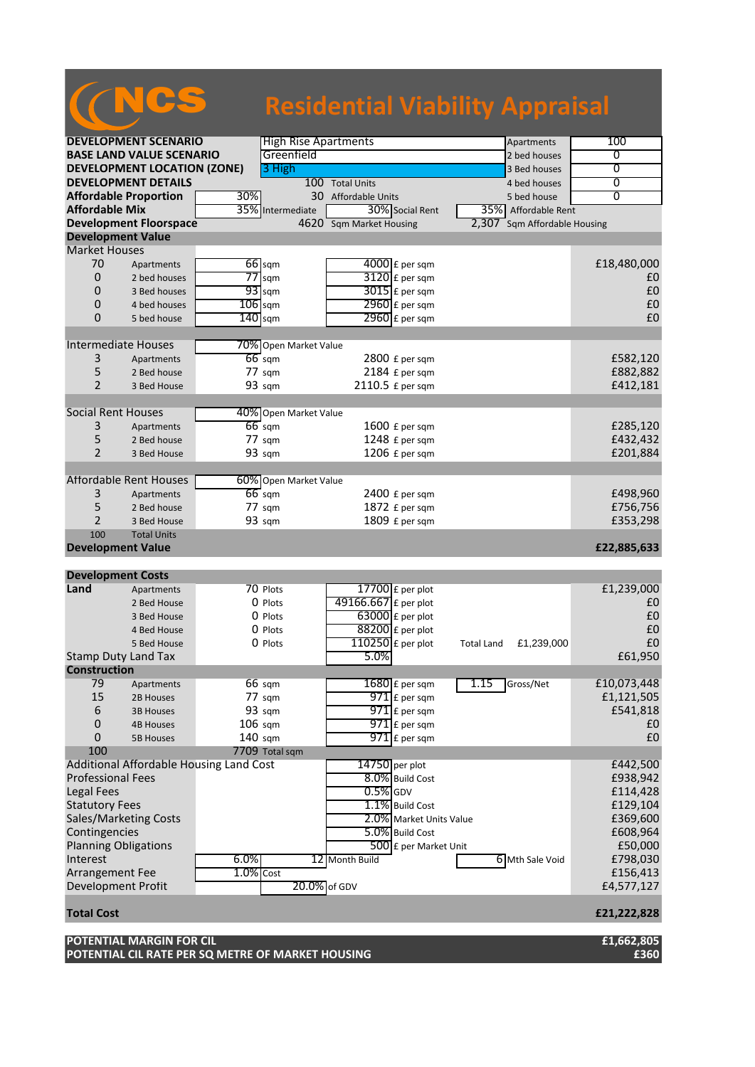# NCS Residential Viability Appraisal

| | | | | | | |
|---|---|---|---|---|---|---|
| **DEVELOPMENT SCENARIO** | | High Rise Apartments | | | Apartments | 100 |
| **BASE LAND VALUE SCENARIO** | | Greenfield | | | 2 bed houses | 0 |
| **DEVELOPMENT LOCATION (ZONE)** | | 3 High | | | 3 Bed houses | 0 |
| **DEVELOPMENT DETAILS** | | 100 | Total Units | | 4 bed houses | 0 |
| **Affordable Proportion** | 30% | 30 | Affordable Units | | 5 bed house | 0 |
| **Affordable Mix** | | 35% | Intermediate | 30% Social Rent | 35% | Affordable Rent |
| **Development Floorspace** | | 4620 | Sqm Market Housing | | 2,307 | Sqm Affordable Housing |

| | | | | | | |
|---|---|---|---|---|---|---|
| **Development Value** | | | | | | |
| Market Houses | | | | | | |
| 70 | Apartments | 66 | sqm | 4000 | £ per sqm | £18,480,000 |
| 0 | 2 bed houses | 77 | sqm | 3120 | £ per sqm | £0 |
| 0 | 3 Bed houses | 93 | sqm | 3015 | £ per sqm | £0 |
| 0 | 4 bed houses | 106 | sqm | 2960 | £ per sqm | £0 |
| 0 | 5 bed house | 140 | sqm | 2960 | £ per sqm | £0 |
| Intermediate Houses | | 70% | Open Market Value | | | |
| 3 | Apartments | 66 | sqm | 2800 | £ per sqm | £582,120 |
| 5 | 2 Bed house | 77 | sqm | 2184 | £ per sqm | £882,882 |
| 2 | 3 Bed House | 93 | sqm | 2110.5 | £ per sqm | £412,181 |
| Social Rent Houses | | 40% | Open Market Value | | | |
| 3 | Apartments | 66 | sqm | 1600 | £ per sqm | £285,120 |
| 5 | 2 Bed house | 77 | sqm | 1248 | £ per sqm | £432,432 |
| 2 | 3 Bed House | 93 | sqm | 1206 | £ per sqm | £201,884 |
| Affordable Rent Houses | | 60% | Open Market Value | | | |
| 3 | Apartments | 66 | sqm | 2400 | £ per sqm | £498,960 |
| 5 | 2 Bed house | 77 | sqm | 1872 | £ per sqm | £756,756 |
| 2 | 3 Bed House | 93 | sqm | 1809 | £ per sqm | £353,298 |
| 100 | Total Units | | | | | |
| **Development Value** | | | | | | **£22,885,633** |

| | | | | | | | | |
|---|---|---|---|---|---|---|---|---|
| **Development Costs** | | | | | | | | |
| **Land** | Apartments | 70 | Plots | 17700 | £ per plot | | | £1,239,000 |
| | 2 Bed House | 0 | Plots | 49166.667 | £ per plot | | | £0 |
| | 3 Bed House | 0 | Plots | 63000 | £ per plot | | | £0 |
| | 4 Bed House | 0 | Plots | 88200 | £ per plot | | | £0 |
| | 5 Bed House | 0 | Plots | 110250 | £ per plot | Total Land | £1,239,000 | £0 |
| Stamp Duty Land Tax | | | | 5.0% | | | | £61,950 |
| **Construction** | | | | | | | | |
| 79 | Apartments | 66 | sqm | 1680 | £ per sqm | 1.15 | Gross/Net | £10,073,448 |
| 15 | 2B Houses | 77 | sqm | 971 | £ per sqm | | | £1,121,505 |
| 6 | 3B Houses | 93 | sqm | 971 | £ per sqm | | | £541,818 |
| 0 | 4B Houses | 106 | sqm | 971 | £ per sqm | | | £0 |
| 0 | 5B Houses | 140 | sqm | 971 | £ per sqm | | | £0 |
| 100 | | 7709 | Total sqm | | | | | |
| Additional Affordable Housing Land Cost | | | | 14750 | per plot | | | £442,500 |
| Professional Fees | | | | 8.0% | Build Cost | | | £938,942 |
| Legal Fees | | | | 0.5% | GDV | | | £114,428 |
| Statutory Fees | | | | 1.1% | Build Cost | | | £129,104 |
| Sales/Marketing Costs | | | | 2.0% | Market Units Value | | | £369,600 |
| Contingencies | | | | 5.0% | Build Cost | | | £608,964 |
| Planning Obligations | | | | 500 | £ per Market Unit | | | £50,000 |
| Interest | | 6.0% | | 12 | Month Build | 6 | Mth Sale Void | £798,030 |
| Arrangement Fee | | 1.0% | Cost | | | | | £156,413 |
| Development Profit | | | | 20.0% | of GDV | | | £4,577,127 |
| **Total Cost** | | | | | | | | **£21,222,828** |

| | |
|---|---|
| **POTENTIAL MARGIN FOR CIL** | **£1,662,805** |
| **POTENTIAL CIL RATE PER SQ METRE OF MARKET HOUSING** | **£360** |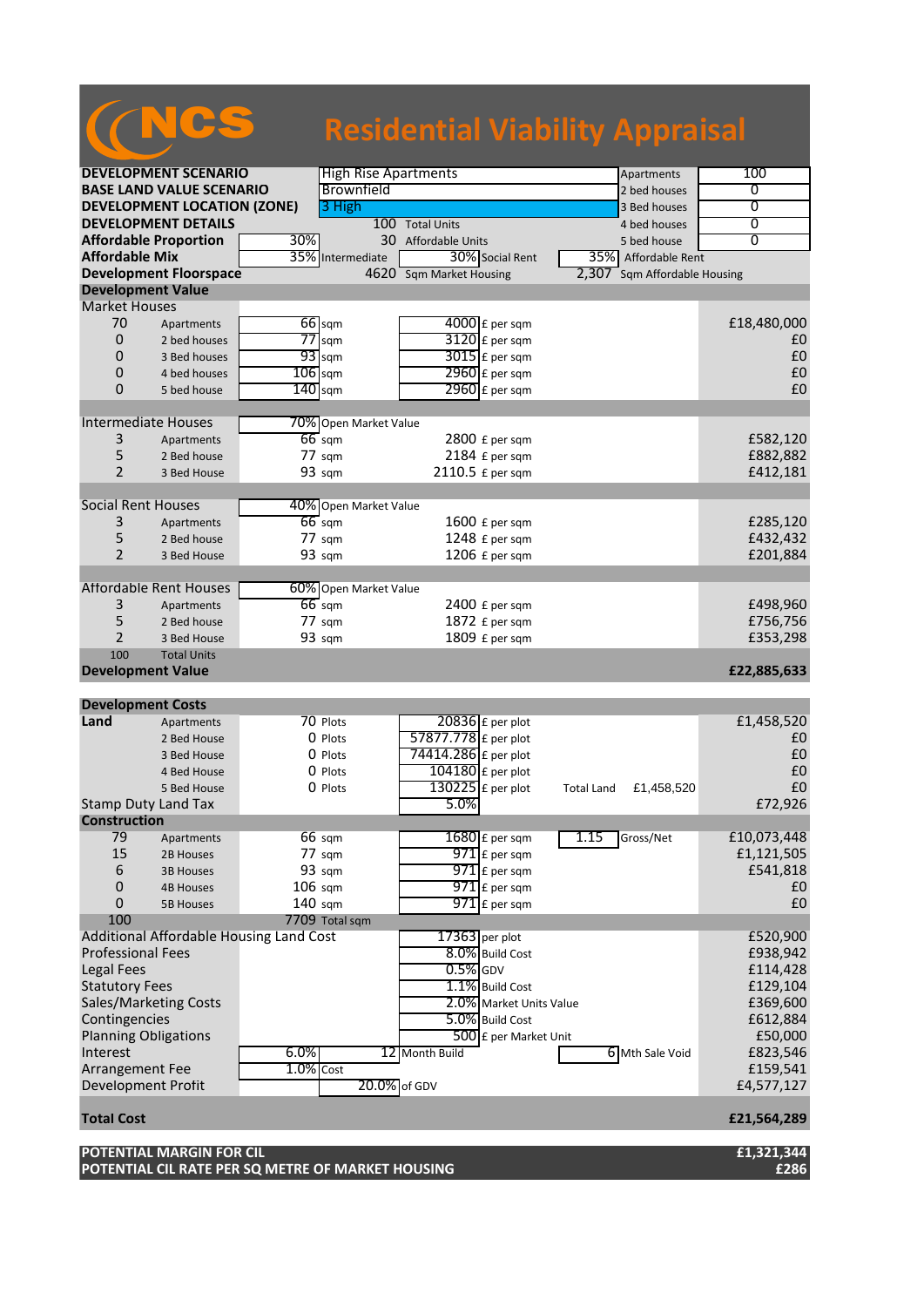# NCS Residential Viability Appraisal

| | | | | | | |
|---|---|---|---|---|---|---|
| **DEVELOPMENT SCENARIO** | | High Rise Apartments | | | Apartments | 100 |
| **BASE LAND VALUE SCENARIO** | | Brownfield | | | 2 bed houses | 0 |
| **DEVELOPMENT LOCATION (ZONE)** | | 3 High | | | 3 Bed houses | 0 |
| **DEVELOPMENT DETAILS** | | 100 Total Units | | | 4 bed houses | 0 |
| **Affordable Proportion** | 30% | 30 Affordable Units | | | 5 bed house | 0 |
| **Affordable Mix** | 35% Intermediate | | 30% Social Rent | | 35% Affordable Rent | |
| **Development Floorspace** | | 4620 Sqm Market Housing | | | 2,307 Sqm Affordable Housing | |

| | | | | |
|---|---|---|---|---|
| **Development Value** | | | | |
| Market Houses | | | | |
| 70 | Apartments | 66 sqm | 4000 £ per sqm | £18,480,000 |
| 0 | 2 bed houses | 77 sqm | 3120 £ per sqm | £0 |
| 0 | 3 Bed houses | 93 sqm | 3015 £ per sqm | £0 |
| 0 | 4 bed houses | 106 sqm | 2960 £ per sqm | £0 |
| 0 | 5 bed house | 140 sqm | 2960 £ per sqm | £0 |
| Intermediate Houses | | 70% Open Market Value | | |
| 3 | Apartments | 66 sqm | 2800 £ per sqm | £582,120 |
| 5 | 2 Bed house | 77 sqm | 2184 £ per sqm | £882,882 |
| 2 | 3 Bed House | 93 sqm | 2110.5 £ per sqm | £412,181 |
| Social Rent Houses | | 40% Open Market Value | | |
| 3 | Apartments | 66 sqm | 1600 £ per sqm | £285,120 |
| 5 | 2 Bed house | 77 sqm | 1248 £ per sqm | £432,432 |
| 2 | 3 Bed House | 93 sqm | 1206 £ per sqm | £201,884 |
| Affordable Rent Houses | | 60% Open Market Value | | |
| 3 | Apartments | 66 sqm | 2400 £ per sqm | £498,960 |
| 5 | 2 Bed house | 77 sqm | 1872 £ per sqm | £756,756 |
| 2 | 3 Bed House | 93 sqm | 1809 £ per sqm | £353,298 |
| 100 | Total Units | | | |
| **Development Value** | | | | **£22,885,633** |

| | | | | | | |
|---|---|---|---|---|---|---|
| **Development Costs** | | | | | | |
| **Land** | Apartments | 70 Plots | 20836 £ per plot | | | £1,458,520 |
| | 2 Bed House | 0 Plots | 57877.778 £ per plot | | | £0 |
| | 3 Bed House | 0 Plots | 74414.286 £ per plot | | | £0 |
| | 4 Bed House | 0 Plots | 104180 £ per plot | | | £0 |
| | 5 Bed House | 0 Plots | 130225 £ per plot | Total Land | £1,458,520 | £0 |
| Stamp Duty Land Tax | | | 5.0% | | | £72,926 |
| **Construction** | | | | | | |
| 79 | Apartments | 66 sqm | 1680 £ per sqm | 1.15 | Gross/Net | £10,073,448 |
| 15 | 2B Houses | 77 sqm | 971 £ per sqm | | | £1,121,505 |
| 6 | 3B Houses | 93 sqm | 971 £ per sqm | | | £541,818 |
| 0 | 4B Houses | 106 sqm | 971 £ per sqm | | | £0 |
| 0 | 5B Houses | 140 sqm | 971 £ per sqm | | | £0 |
| 100 | | 7709 Total sqm | | | | |
| Additional Affordable Housing Land Cost | | | 17363 per plot | | | £520,900 |
| Professional Fees | | | 8.0% Build Cost | | | £938,942 |
| Legal Fees | | | 0.5% GDV | | | £114,428 |
| Statutory Fees | | | 1.1% Build Cost | | | £129,104 |
| Sales/Marketing Costs | | | 2.0% Market Units Value | | | £369,600 |
| Contingencies | | | 5.0% Build Cost | | | £612,884 |
| Planning Obligations | | | 500 £ per Market Unit | | | £50,000 |
| Interest | 6.0% | 12 Month Build | | 6 | Mth Sale Void | £823,546 |
| Arrangement Fee | 1.0% | Cost | | | | £159,541 |
| Development Profit | | 20.0% of GDV | | | | £4,577,127 |
| **Total Cost** | | | | | | **£21,564,289** |

| | |
|---|---|
| **POTENTIAL MARGIN FOR CIL** | **£1,321,344** |
| **POTENTIAL CIL RATE PER SQ METRE OF MARKET HOUSING** | **£286** |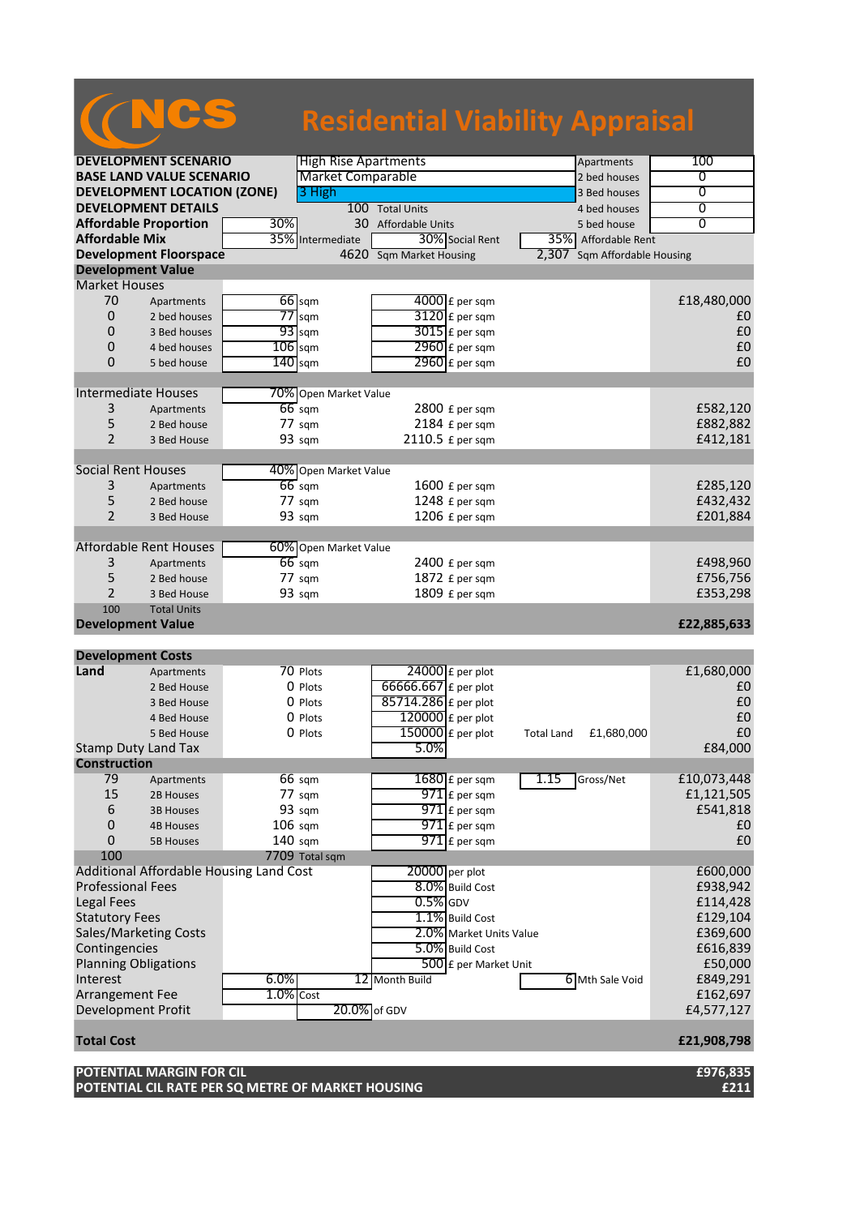# NCS Residential Viability Appraisal

| | | | | | | | |
|---|---|---|---|---|---|---|---|
| **DEVELOPMENT SCENARIO** | | High Rise Apartments | | | | Apartments | 100 |
| **BASE LAND VALUE SCENARIO** | | Market Comparable | | | | 2 bed houses | 0 |
| **DEVELOPMENT LOCATION (ZONE)** | | 3 High | | | | 3 Bed houses | 0 |
| **DEVELOPMENT DETAILS** | | 100 | Total Units | | | 4 bed houses | 0 |
| **Affordable Proportion** | 30% | 30 | Affordable Units | | | 5 bed house | 0 |
| **Affordable Mix** | 35% | Intermediate | 30% | Social Rent | 35% | Affordable Rent | |
| **Development Floorspace** | | 4620 | Sqm Market Housing | | 2,307 | Sqm Affordable Housing | |

| | | | | | | |
|---|---|---|---|---|---|---|
| **Development Value** | | | | | | |
| Market Houses | | | | | | |
| 70 | Apartments | 66 | sqm | 4000 | £ per sqm | £18,480,000 |
| 0 | 2 bed houses | 77 | sqm | 3120 | £ per sqm | £0 |
| 0 | 3 Bed houses | 93 | sqm | 3015 | £ per sqm | £0 |
| 0 | 4 bed houses | 106 | sqm | 2960 | £ per sqm | £0 |
| 0 | 5 bed house | 140 | sqm | 2960 | £ per sqm | £0 |
| | | | | | | |
| Intermediate Houses | | 70% | Open Market Value | | | |
| 3 | Apartments | 66 | sqm | 2800 | £ per sqm | £582,120 |
| 5 | 2 Bed house | 77 | sqm | 2184 | £ per sqm | £882,882 |
| 2 | 3 Bed House | 93 | sqm | 2110.5 | £ per sqm | £412,181 |
| | | | | | | |
| Social Rent Houses | | 40% | Open Market Value | | | |
| 3 | Apartments | 66 | sqm | 1600 | £ per sqm | £285,120 |
| 5 | 2 Bed house | 77 | sqm | 1248 | £ per sqm | £432,432 |
| 2 | 3 Bed House | 93 | sqm | 1206 | £ per sqm | £201,884 |
| | | | | | | |
| Affordable Rent Houses | | 60% | Open Market Value | | | |
| 3 | Apartments | 66 | sqm | 2400 | £ per sqm | £498,960 |
| 5 | 2 Bed house | 77 | sqm | 1872 | £ per sqm | £756,756 |
| 2 | 3 Bed House | 93 | sqm | 1809 | £ per sqm | £353,298 |
| 100 | Total Units | | | | | |
| **Development Value** | | | | | | **£22,885,633** |

| | | | | | | | | |
|---|---|---|---|---|---|---|---|---|
| **Development Costs** | | | | | | | | |
| **Land** | Apartments | 70 | Plots | 24000 | £ per plot | | | £1,680,000 |
| | 2 Bed House | 0 | Plots | 66666.667 | £ per plot | | | £0 |
| | 3 Bed House | 0 | Plots | 85714.286 | £ per plot | | | £0 |
| | 4 Bed House | 0 | Plots | 120000 | £ per plot | | | £0 |
| | 5 Bed House | 0 | Plots | 150000 | £ per plot | Total Land | £1,680,000 | £0 |
| Stamp Duty Land Tax | | | | 5.0% | | | | £84,000 |
| **Construction** | | | | | | | | |
| 79 | Apartments | 66 | sqm | 1680 | £ per sqm | 1.15 | Gross/Net | £10,073,448 |
| 15 | 2B Houses | 77 | sqm | 971 | £ per sqm | | | £1,121,505 |
| 6 | 3B Houses | 93 | sqm | 971 | £ per sqm | | | £541,818 |
| 0 | 4B Houses | 106 | sqm | 971 | £ per sqm | | | £0 |
| 0 | 5B Houses | 140 | sqm | 971 | £ per sqm | | | £0 |
| 100 | | 7709 | Total sqm | | | | | |
| Additional Affordable Housing Land Cost | | | | 20000 | per plot | | | £600,000 |
| Professional Fees | | | | 8.0% | Build Cost | | | £938,942 |
| Legal Fees | | | | 0.5% | GDV | | | £114,428 |
| Statutory Fees | | | | 1.1% | Build Cost | | | £129,104 |
| Sales/Marketing Costs | | | | 2.0% | Market Units Value | | | £369,600 |
| Contingencies | | | | 5.0% | Build Cost | | | £616,839 |
| Planning Obligations | | | | 500 | £ per Market Unit | | | £50,000 |
| Interest | | 6.0% | | 12 | Month Build | 6 | Mth Sale Void | £849,291 |
| Arrangement Fee | | 1.0% | Cost | | | | | £162,697 |
| Development Profit | | | | 20.0% | of GDV | | | £4,577,127 |
| | | | | | | | | |
| **Total Cost** | | | | | | | | **£21,908,798** |

| | |
|---|---|
| **POTENTIAL MARGIN FOR CIL** | **£976,835** |
| **POTENTIAL CIL RATE PER SQ METRE OF MARKET HOUSING** | **£211** |